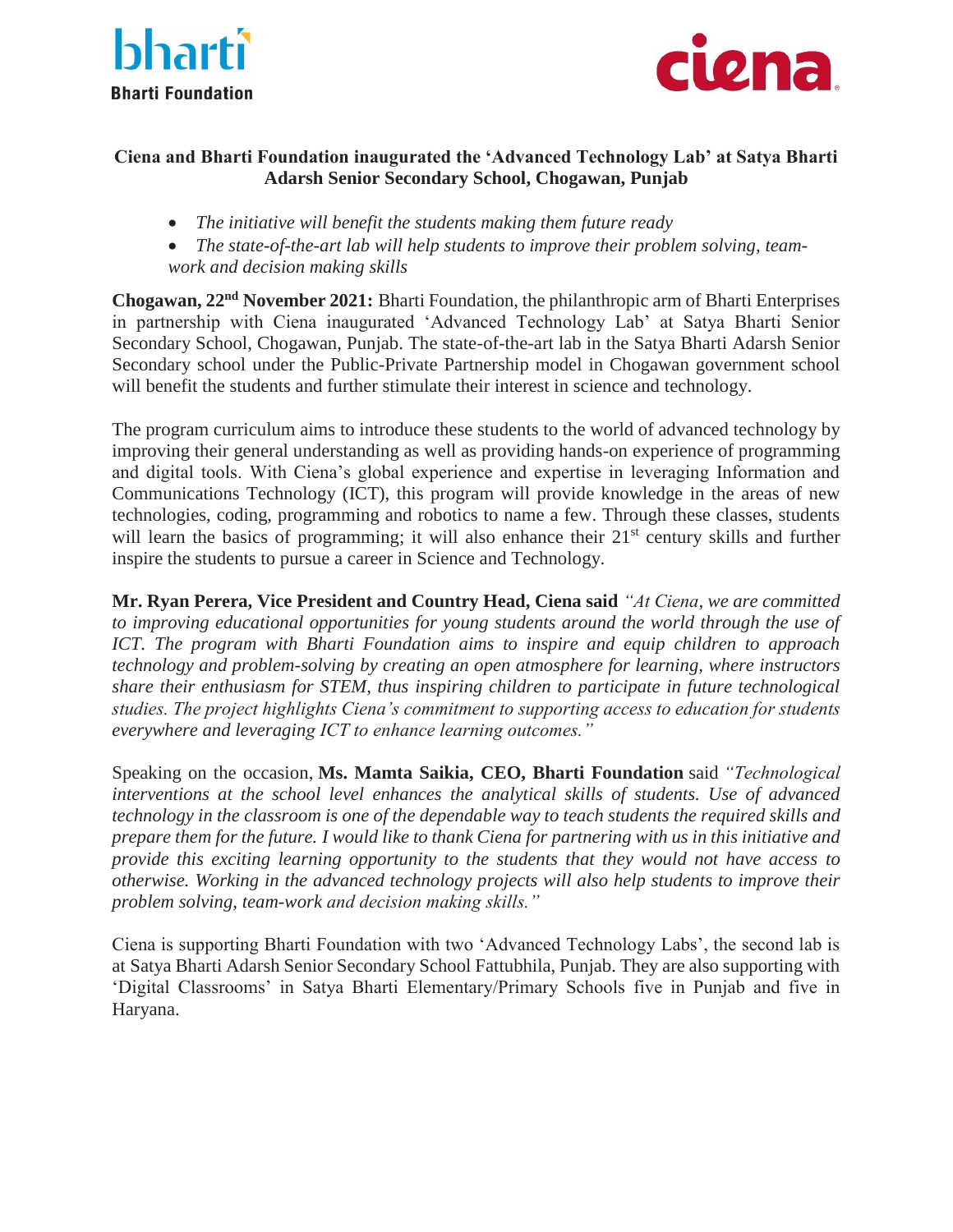bharti

**Bharti Foundation**

ciena

## Ciena and Bharti Foundation inaugurated the 'Advanced Technology Lab' at Satya Bharti Adarsh Senior Secondary School, Chogawan, Punjab

- *The initiative will benefit the students making them future ready*
- *The state-of-the-art lab will help students to improve their problem solving, team-work and decision making skills*

**Chogawan, 22nd November 2021:** Bharti Foundation, the philanthropic arm of Bharti Enterprises in partnership with Ciena inaugurated 'Advanced Technology Lab' at Satya Bharti Senior Secondary School, Chogawan, Punjab. The state-of-the-art lab in the Satya Bharti Adarsh Senior Secondary school under the Public-Private Partnership model in Chogawan government school will benefit the students and further stimulate their interest in science and technology.

The program curriculum aims to introduce these students to the world of advanced technology by improving their general understanding as well as providing hands-on experience of programming and digital tools. With Ciena's global experience and expertise in leveraging Information and Communications Technology (ICT), this program will provide knowledge in the areas of new technologies, coding, programming and robotics to name a few. Through these classes, students will learn the basics of programming; it will also enhance their 21st century skills and further inspire the students to pursue a career in Science and Technology.

**Mr. Ryan Perera, Vice President and Country Head, Ciena said** *"At Ciena, we are committed to improving educational opportunities for young students around the world through the use of ICT. The program with Bharti Foundation aims to inspire and equip children to approach technology and problem-solving by creating an open atmosphere for learning, where instructors share their enthusiasm for STEM, thus inspiring children to participate in future technological studies. The project highlights Ciena's commitment to supporting access to education for students everywhere and leveraging ICT to enhance learning outcomes."*

Speaking on the occasion, **Ms. Mamta Saikia, CEO, Bharti Foundation** said *"Technological interventions at the school level enhances the analytical skills of students. Use of advanced technology in the classroom is one of the dependable way to teach students the required skills and prepare them for the future. I would like to thank Ciena for partnering with us in this initiative and provide this exciting learning opportunity to the students that they would not have access to otherwise. Working in the advanced technology projects will also help students to improve their problem solving, team-work and decision making skills."*

Ciena is supporting Bharti Foundation with two 'Advanced Technology Labs', the second lab is at Satya Bharti Adarsh Senior Secondary School Fattubhila, Punjab. They are also supporting with 'Digital Classrooms' in Satya Bharti Elementary/Primary Schools five in Punjab and five in Haryana.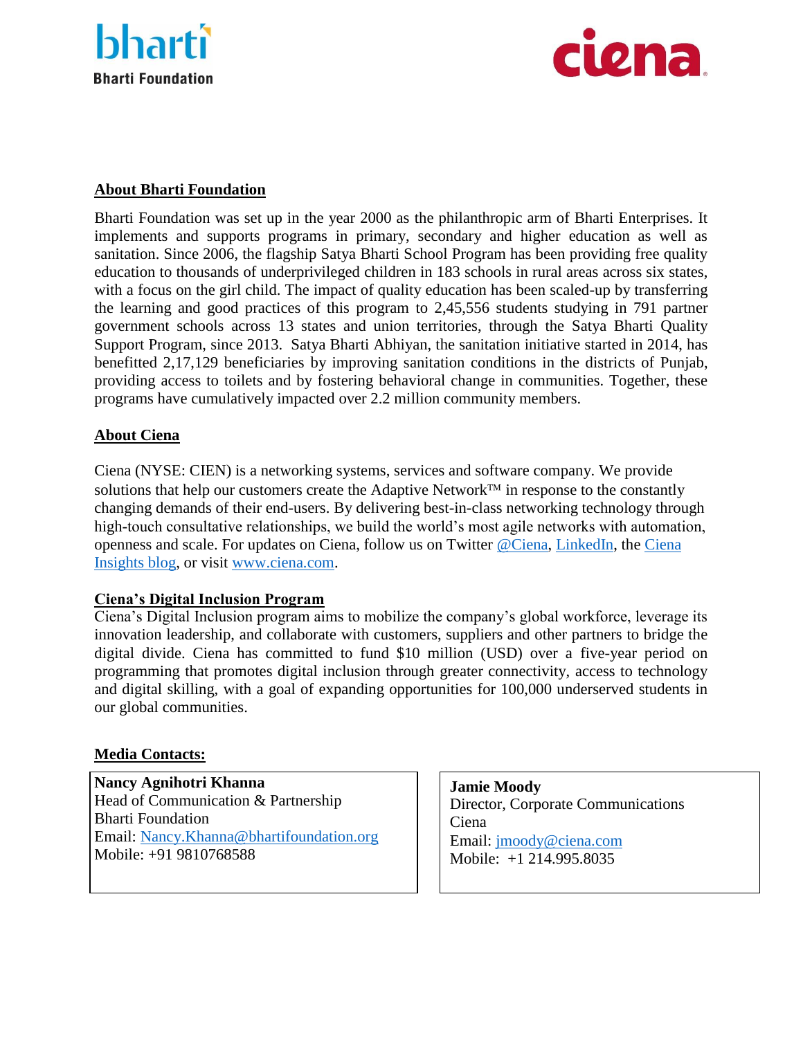bharti
**Bharti Foundation**

ciena

## About Bharti Foundation

Bharti Foundation was set up in the year 2000 as the philanthropic arm of Bharti Enterprises. It implements and supports programs in primary, secondary and higher education as well as sanitation. Since 2006, the flagship Satya Bharti School Program has been providing free quality education to thousands of underprivileged children in 183 schools in rural areas across six states, with a focus on the girl child. The impact of quality education has been scaled-up by transferring the learning and good practices of this program to 2,45,556 students studying in 791 partner government schools across 13 states and union territories, through the Satya Bharti Quality Support Program, since 2013. Satya Bharti Abhiyan, the sanitation initiative started in 2014, has benefitted 2,17,129 beneficiaries by improving sanitation conditions in the districts of Punjab, providing access to toilets and by fostering behavioral change in communities. Together, these programs have cumulatively impacted over 2.2 million community members.

## About Ciena

Ciena (NYSE: CIEN) is a networking systems, services and software company. We provide solutions that help our customers create the Adaptive Network™ in response to the constantly changing demands of their end-users. By delivering best-in-class networking technology through high-touch consultative relationships, we build the world's most agile networks with automation, openness and scale. For updates on Ciena, follow us on Twitter @Ciena, LinkedIn, the Ciena Insights blog, or visit www.ciena.com.

## Ciena's Digital Inclusion Program

Ciena's Digital Inclusion program aims to mobilize the company's global workforce, leverage its innovation leadership, and collaborate with customers, suppliers and other partners to bridge the digital divide. Ciena has committed to fund $10 million (USD) over a five-year period on programming that promotes digital inclusion through greater connectivity, access to technology and digital skilling, with a goal of expanding opportunities for 100,000 underserved students in our global communities.

## Media Contacts:

**Nancy Agnihotri Khanna**
Head of Communication & Partnership
Bharti Foundation
Email: Nancy.Khanna@bhartifoundation.org
Mobile: +91 9810768588

**Jamie Moody**
Director, Corporate Communications
Ciena
Email: jmoody@ciena.com
Mobile: +1 214.995.8035